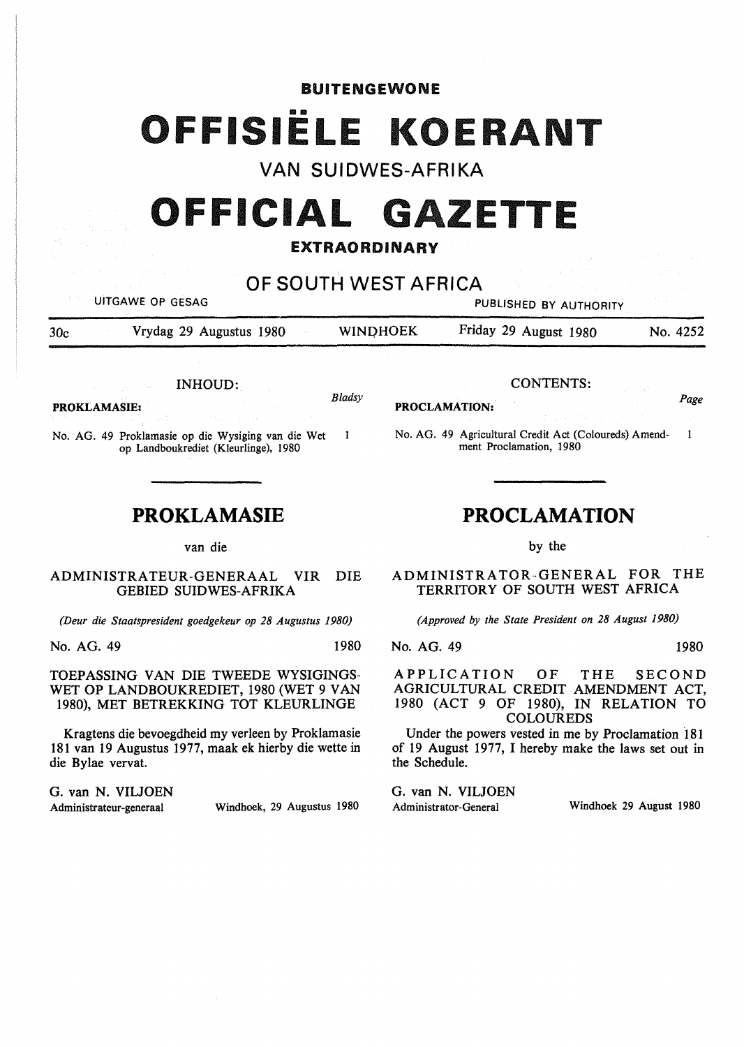**BUITENGEWONE**

# OFFISIËLE KOERANT

## VAN SUIDWES-AFRIKA

# OFFICIAL GAZETTE

**EXTRAORDINARY**

## OF SOUTH WEST AFRICA

UITGAWE OP GESAG — PUBLISHED BY AUTHORITY

30c — Vrydag 29 Augustus 1980 — WINDHOEK — Friday 29 August 1980 — No. 4252

INHOUD:

**PROKLAMASIE:** — *Bladsy*

No. AG. 49 Proklamasie op die Wysiging van die Wet op Landboukrediet (Kleurlinge), 1980 — 1

## PROKLAMASIE

van die

ADMINISTRATEUR-GENERAAL VIR DIE GEBIED SUIDWES-AFRIKA

*(Deur die Staatspresident goedgekeur op 28 Augustus 1980)*

No. AG. 49 — 1980

TOEPASSING VAN DIE TWEEDE WYSIGINGSWET OP LANDBOUKREDIET, 1980 (WET 9 VAN 1980), MET BETREKKING TOT KLEURLINGE

Kragtens die bevoegdheid my verleen by Proklamasie 181 van 19 Augustus 1977, maak ek hierby die wette in die Bylae vervat.

G. van N. VILJOEN
Administrateur-generaal — Windhoek, 29 Augustus 1980

CONTENTS:

**PROCLAMATION:** — *Page*

No. AG. 49 Agricultural Credit Act (Coloureds) Amendment Proclamation, 1980 — 1

## PROCLAMATION

by the

ADMINISTRATOR-GENERAL FOR THE TERRITORY OF SOUTH WEST AFRICA

*(Approved by the State President on 28 August 1980)*

No. AG. 49 — 1980

APPLICATION OF THE SECOND AGRICULTURAL CREDIT AMENDMENT ACT, 1980 (ACT 9 OF 1980), IN RELATION TO COLOUREDS

Under the powers vested in me by Proclamation 181 of 19 August 1977, I hereby make the laws set out in the Schedule.

G. van N. VILJOEN
Administrator-General — Windhoek 29 August 1980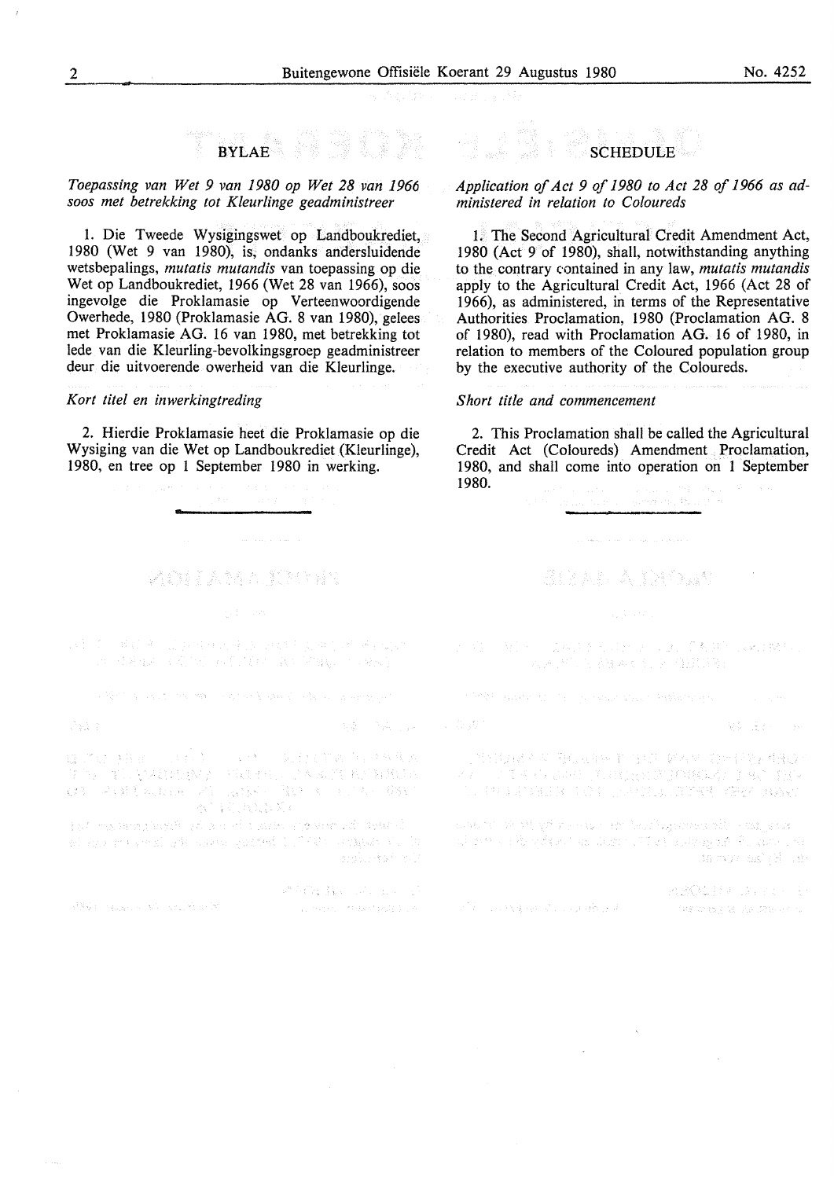## BYLAE

*Toepassing van Wet 9 van 1980 op Wet 28 van 1966 soos met betrekking tot Kleurlinge geadministreer*

1. Die Tweede Wysigingswet op Landboukrediet, 1980 (Wet 9 van 1980), is, ondanks andersluidende wetsbepalings, *mutatis mutandis* van toepassing op die Wet op Landboukrediet, 1966 (Wet 28 van 1966), soos ingevolge die Proklamasie op Verteenwoordigende Owerhede, 1980 (Proklamasie AG. 8 van 1980), gelees met Proklamasie AG. 16 van 1980, met betrekking tot lede van die Kleurling-bevolkingsgroep geadministreer deur die uitvoerende owerheid van die Kleurlinge.

*Kort titel en inwerkingtreding*

2. Hierdie Proklamasie heet die Proklamasie op die Wysiging van die Wet op Landboukrediet (Kleurlinge), 1980, en tree op 1 September 1980 in werking.

## SCHEDULE

*Application of Act 9 of 1980 to Act 28 of 1966 as administered in relation to Coloureds*

1. The Second Agricultural Credit Amendment Act, 1980 (Act 9 of 1980), shall, notwithstanding anything to the contrary contained in any law, *mutatis mutandis* apply to the Agricultural Credit Act, 1966 (Act 28 of 1966), as administered, in terms of the Representative Authorities Proclamation, 1980 (Proclamation AG. 8 of 1980), read with Proclamation AG. 16 of 1980, in relation to members of the Coloured population group by the executive authority of the Coloureds.

*Short title and commencement*

2. This Proclamation shall be called the Agricultural Credit Act (Coloureds) Amendment Proclamation, 1980, and shall come into operation on 1 September 1980.